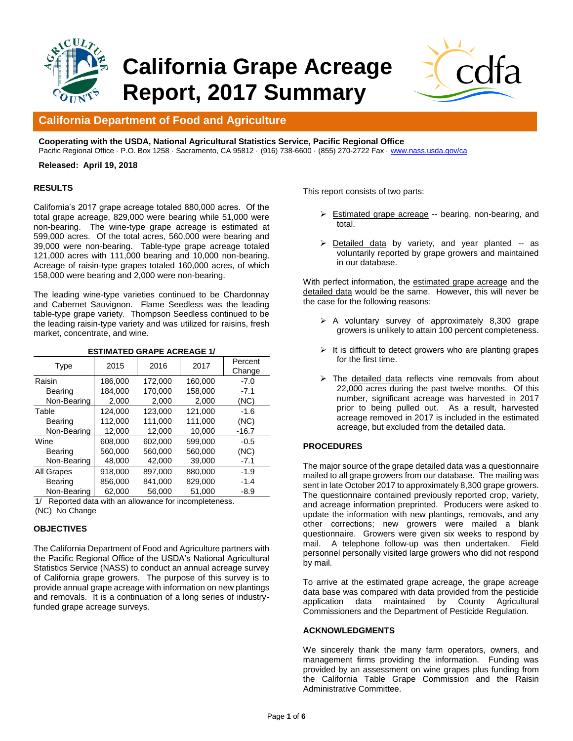# California Grape Acreage Report, 2017 Summary

## California Department of Food and Agriculture

**Cooperating with the USDA, National Agricultural Statistics Service, Pacific Regional Office**
Pacific Regional Office · P.O. Box 1258 · Sacramento, CA 95812 · (916) 738-6600 · (855) 270-2722 Fax · www.nass.usda.gov/ca

**Released: April 19, 2018**

### RESULTS

California's 2017 grape acreage totaled 880,000 acres. Of the total grape acreage, 829,000 were bearing while 51,000 were non-bearing. The wine-type grape acreage is estimated at 599,000 acres. Of the total acres, 560,000 were bearing and 39,000 were non-bearing. Table-type grape acreage totaled 121,000 acres with 111,000 bearing and 10,000 non-bearing. Acreage of raisin-type grapes totaled 160,000 acres, of which 158,000 were bearing and 2,000 were non-bearing.

The leading wine-type varieties continued to be Chardonnay and Cabernet Sauvignon. Flame Seedless was the leading table-type grape variety. Thompson Seedless continued to be the leading raisin-type variety and was utilized for raisins, fresh market, concentrate, and wine.

**ESTIMATED GRAPE ACREAGE 1/**

| Type | 2015 | 2016 | 2017 | Percent Change |
|---|---|---|---|---|
| Raisin | 186,000 | 172,000 | 160,000 | -7.0 |
| Bearing | 184,000 | 170,000 | 158,000 | -7.1 |
| Non-Bearing | 2,000 | 2,000 | 2,000 | (NC) |
| Table | 124,000 | 123,000 | 121,000 | -1.6 |
| Bearing | 112,000 | 111,000 | 111,000 | (NC) |
| Non-Bearing | 12,000 | 12,000 | 10,000 | -16.7 |
| Wine | 608,000 | 602,000 | 599,000 | -0.5 |
| Bearing | 560,000 | 560,000 | 560,000 | (NC) |
| Non-Bearing | 48,000 | 42,000 | 39,000 | -7.1 |
| All Grapes | 918,000 | 897,000 | 880,000 | -1.9 |
| Bearing | 856,000 | 841,000 | 829,000 | -1.4 |
| Non-Bearing | 62,000 | 56,000 | 51,000 | -8.9 |

1/ Reported data with an allowance for incompleteness.
(NC) No Change

### OBJECTIVES

The California Department of Food and Agriculture partners with the Pacific Regional Office of the USDA's National Agricultural Statistics Service (NASS) to conduct an annual acreage survey of California grape growers. The purpose of this survey is to provide annual grape acreage with information on new plantings and removals. It is a continuation of a long series of industry-funded grape acreage surveys.

This report consists of two parts:

- Estimated grape acreage -- bearing, non-bearing, and total.
- Detailed data by variety, and year planted -- as voluntarily reported by grape growers and maintained in our database.

With perfect information, the estimated grape acreage and the detailed data would be the same. However, this will never be the case for the following reasons:

- A voluntary survey of approximately 8,300 grape growers is unlikely to attain 100 percent completeness.
- It is difficult to detect growers who are planting grapes for the first time.
- The detailed data reflects vine removals from about 22,000 acres during the past twelve months. Of this number, significant acreage was harvested in 2017 prior to being pulled out. As a result, harvested acreage removed in 2017 is included in the estimated acreage, but excluded from the detailed data.

### PROCEDURES

The major source of the grape detailed data was a questionnaire mailed to all grape growers from our database. The mailing was sent in late October 2017 to approximately 8,300 grape growers. The questionnaire contained previously reported crop, variety, and acreage information preprinted. Producers were asked to update the information with new plantings, removals, and any other corrections; new growers were mailed a blank questionnaire. Growers were given six weeks to respond by mail. A telephone follow-up was then undertaken. Field personnel personally visited large growers who did not respond by mail.

To arrive at the estimated grape acreage, the grape acreage data base was compared with data provided from the pesticide application data maintained by County Agricultural Commissioners and the Department of Pesticide Regulation.

### ACKNOWLEDGMENTS

We sincerely thank the many farm operators, owners, and management firms providing the information. Funding was provided by an assessment on wine grapes plus funding from the California Table Grape Commission and the Raisin Administrative Committee.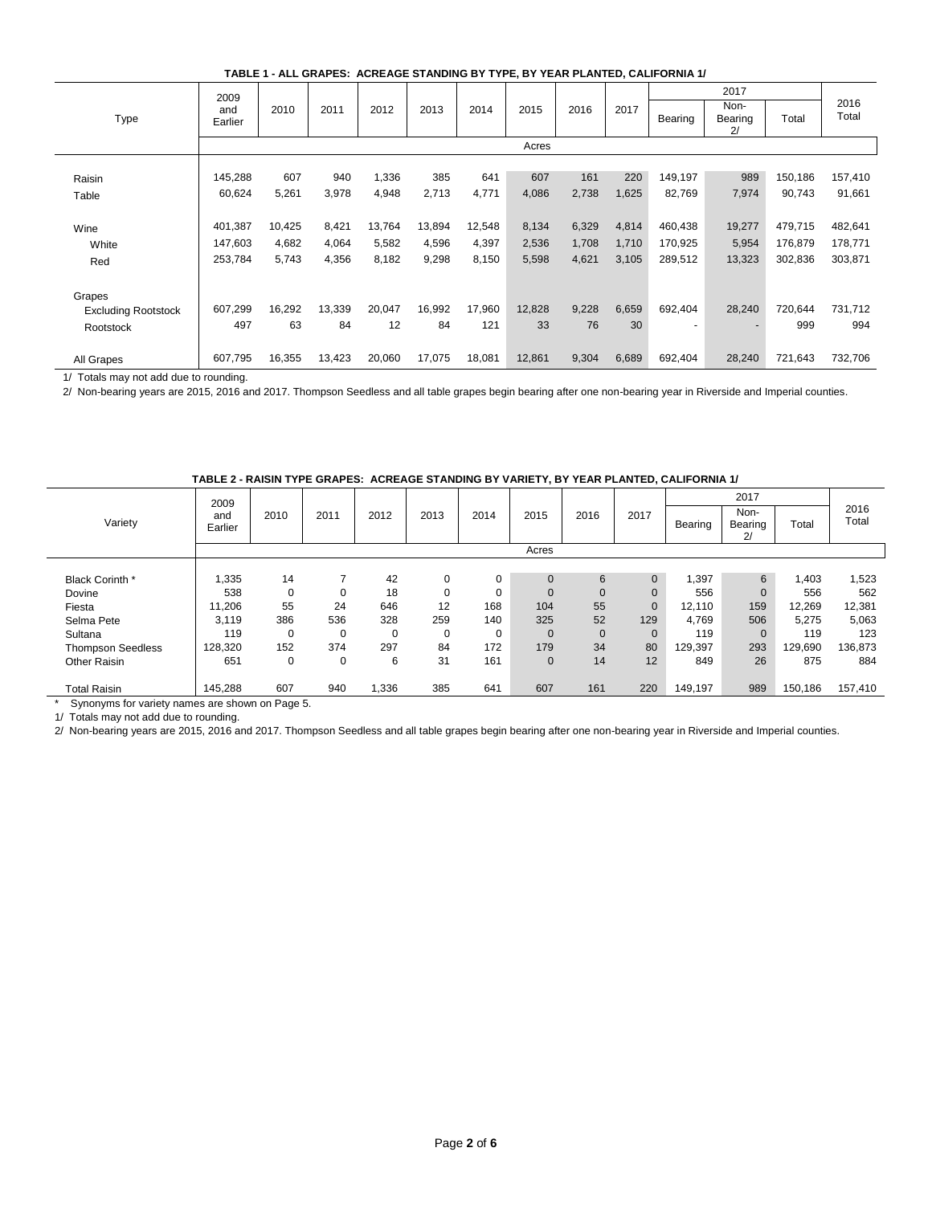**TABLE 1 - ALL GRAPES: ACREAGE STANDING BY TYPE, BY YEAR PLANTED, CALIFORNIA 1/**

| Type | 2009 and Earlier | 2010 | 2011 | 2012 | 2013 | 2014 | 2015 | 2016 | 2017 | 2017 | | | 2016 Total |
|---|---|---|---|---|---|---|---|---|---|---|---|---|---|
| | | | | | | | | | | Bearing | Non-Bearing 2/ | Total | |
| | Acres | | | | | | | | | | | | |
| Raisin | 145,288 | 607 | 940 | 1,336 | 385 | 641 | 607 | 161 | 220 | 149,197 | 989 | 150,186 | 157,410 |
| Table | 60,624 | 5,261 | 3,978 | 4,948 | 2,713 | 4,771 | 4,086 | 2,738 | 1,625 | 82,769 | 7,974 | 90,743 | 91,661 |
| Wine | 401,387 | 10,425 | 8,421 | 13,764 | 13,894 | 12,548 | 8,134 | 6,329 | 4,814 | 460,438 | 19,277 | 479,715 | 482,641 |
| White | 147,603 | 4,682 | 4,064 | 5,582 | 4,596 | 4,397 | 2,536 | 1,708 | 1,710 | 170,925 | 5,954 | 176,879 | 178,771 |
| Red | 253,784 | 5,743 | 4,356 | 8,182 | 9,298 | 8,150 | 5,598 | 4,621 | 3,105 | 289,512 | 13,323 | 302,836 | 303,871 |
| Grapes | | | | | | | | | | | | | |
| Excluding Rootstock | 607,299 | 16,292 | 13,339 | 20,047 | 16,992 | 17,960 | 12,828 | 9,228 | 6,659 | 692,404 | 28,240 | 720,644 | 731,712 |
| Rootstock | 497 | 63 | 84 | 12 | 84 | 121 | 33 | 76 | 30 | - | - | 999 | 994 |
| All Grapes | 607,795 | 16,355 | 13,423 | 20,060 | 17,075 | 18,081 | 12,861 | 9,304 | 6,689 | 692,404 | 28,240 | 721,643 | 732,706 |

1/ Totals may not add due to rounding.

2/ Non-bearing years are 2015, 2016 and 2017. Thompson Seedless and all table grapes begin bearing after one non-bearing year in Riverside and Imperial counties.

**TABLE 2 - RAISIN TYPE GRAPES: ACREAGE STANDING BY VARIETY, BY YEAR PLANTED, CALIFORNIA 1/**

| Variety | 2009 and Earlier | 2010 | 2011 | 2012 | 2013 | 2014 | 2015 | 2016 | 2017 | 2017 | | | 2016 Total |
|---|---|---|---|---|---|---|---|---|---|---|---|---|---|
| | | | | | | | | | | Bearing | Non-Bearing 2/ | Total | |
| | Acres | | | | | | | | | | | | |
| Black Corinth * | 1,335 | 14 | 7 | 42 | 0 | 0 | 0 | 6 | 0 | 1,397 | 6 | 1,403 | 1,523 |
| Dovine | 538 | 0 | 0 | 18 | 0 | 0 | 0 | 0 | 0 | 556 | 0 | 556 | 562 |
| Fiesta | 11,206 | 55 | 24 | 646 | 12 | 168 | 104 | 55 | 0 | 12,110 | 159 | 12,269 | 12,381 |
| Selma Pete | 3,119 | 386 | 536 | 328 | 259 | 140 | 325 | 52 | 129 | 4,769 | 506 | 5,275 | 5,063 |
| Sultana | 119 | 0 | 0 | 0 | 0 | 0 | 0 | 0 | 0 | 119 | 0 | 119 | 123 |
| Thompson Seedless | 128,320 | 152 | 374 | 297 | 84 | 172 | 179 | 34 | 80 | 129,397 | 293 | 129,690 | 136,873 |
| Other Raisin | 651 | 0 | 0 | 6 | 31 | 161 | 0 | 14 | 12 | 849 | 26 | 875 | 884 |
| Total Raisin | 145,288 | 607 | 940 | 1,336 | 385 | 641 | 607 | 161 | 220 | 149,197 | 989 | 150,186 | 157,410 |

\* Synonyms for variety names are shown on Page 5.

1/ Totals may not add due to rounding.

2/ Non-bearing years are 2015, 2016 and 2017. Thompson Seedless and all table grapes begin bearing after one non-bearing year in Riverside and Imperial counties.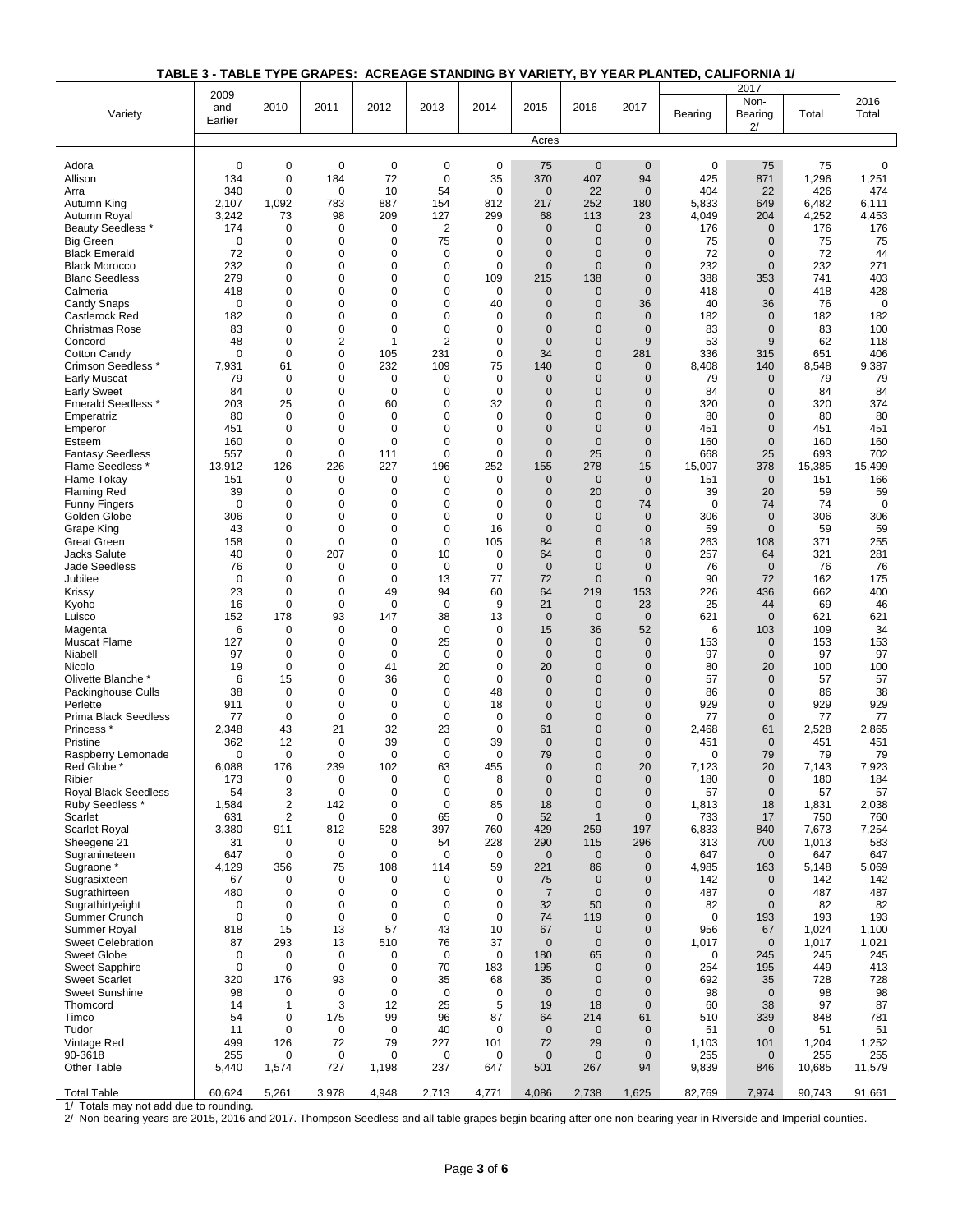# TABLE 3 - TABLE TYPE GRAPES: ACREAGE STANDING BY VARIETY, BY YEAR PLANTED, CALIFORNIA 1/

| Variety | 2009 and Earlier | 2010 | 2011 | 2012 | 2013 | 2014 | 2015 | 2016 | 2017 | 2017 Bearing | 2017 Non-Bearing 2/ | 2017 Total | 2016 Total |
|---|---|---|---|---|---|---|---|---|---|---|---|---|---|
| | Acres | | | | | | | | | | | | |
| Adora | 0 | 0 | 0 | 0 | 0 | 0 | 75 | 0 | 0 | 0 | 75 | 75 | 0 |
| Allison | 134 | 0 | 184 | 72 | 0 | 35 | 370 | 407 | 94 | 425 | 871 | 1,296 | 1,251 |
| Arra | 340 | 0 | 0 | 10 | 54 | 0 | 0 | 22 | 0 | 404 | 22 | 426 | 474 |
| Autumn King | 2,107 | 1,092 | 783 | 887 | 154 | 812 | 217 | 252 | 180 | 5,833 | 649 | 6,482 | 6,111 |
| Autumn Royal | 3,242 | 73 | 98 | 209 | 127 | 299 | 68 | 113 | 23 | 4,049 | 204 | 4,252 | 4,453 |
| Beauty Seedless * | 174 | 0 | 0 | 0 | 2 | 0 | 0 | 0 | 0 | 176 | 0 | 176 | 176 |
| Big Green | 0 | 0 | 0 | 0 | 75 | 0 | 0 | 0 | 0 | 75 | 0 | 75 | 75 |
| Black Emerald | 72 | 0 | 0 | 0 | 0 | 0 | 0 | 0 | 0 | 72 | 0 | 72 | 44 |
| Black Morocco | 232 | 0 | 0 | 0 | 0 | 0 | 0 | 0 | 0 | 232 | 0 | 232 | 271 |
| Blanc Seedless | 279 | 0 | 0 | 0 | 0 | 109 | 215 | 138 | 0 | 388 | 353 | 741 | 403 |
| Calmeria | 418 | 0 | 0 | 0 | 0 | 0 | 0 | 0 | 0 | 418 | 0 | 418 | 428 |
| Candy Snaps | 0 | 0 | 0 | 0 | 0 | 40 | 0 | 0 | 36 | 40 | 36 | 76 | 0 |
| Castlerock Red | 182 | 0 | 0 | 0 | 0 | 0 | 0 | 0 | 0 | 182 | 0 | 182 | 182 |
| Christmas Rose | 83 | 0 | 0 | 0 | 0 | 0 | 0 | 0 | 0 | 83 | 0 | 83 | 100 |
| Concord | 48 | 0 | 2 | 1 | 2 | 0 | 0 | 0 | 9 | 53 | 9 | 62 | 118 |
| Cotton Candy | 0 | 0 | 0 | 105 | 231 | 0 | 34 | 0 | 281 | 336 | 315 | 651 | 406 |
| Crimson Seedless * | 7,931 | 61 | 0 | 232 | 109 | 75 | 140 | 0 | 0 | 8,408 | 140 | 8,548 | 9,387 |
| Early Muscat | 79 | 0 | 0 | 0 | 0 | 0 | 0 | 0 | 0 | 79 | 0 | 79 | 79 |
| Early Sweet | 84 | 0 | 0 | 0 | 0 | 0 | 0 | 0 | 0 | 84 | 0 | 84 | 84 |
| Emerald Seedless * | 203 | 25 | 0 | 60 | 0 | 32 | 0 | 0 | 0 | 320 | 0 | 320 | 374 |
| Emperatriz | 80 | 0 | 0 | 0 | 0 | 0 | 0 | 0 | 0 | 80 | 0 | 80 | 80 |
| Emperor | 451 | 0 | 0 | 0 | 0 | 0 | 0 | 0 | 0 | 451 | 0 | 451 | 451 |
| Esteem | 160 | 0 | 0 | 0 | 0 | 0 | 0 | 0 | 0 | 160 | 0 | 160 | 160 |
| Fantasy Seedless | 557 | 0 | 0 | 111 | 0 | 0 | 0 | 25 | 0 | 668 | 25 | 693 | 702 |
| Flame Seedless * | 13,912 | 126 | 226 | 227 | 196 | 252 | 155 | 278 | 15 | 15,007 | 378 | 15,385 | 15,499 |
| Flame Tokay | 151 | 0 | 0 | 0 | 0 | 0 | 0 | 0 | 0 | 151 | 0 | 151 | 166 |
| Flaming Red | 39 | 0 | 0 | 0 | 0 | 0 | 0 | 20 | 0 | 39 | 20 | 59 | 59 |
| Funny Fingers | 0 | 0 | 0 | 0 | 0 | 0 | 0 | 0 | 74 | 0 | 74 | 74 | 0 |
| Golden Globe | 306 | 0 | 0 | 0 | 0 | 0 | 0 | 0 | 0 | 306 | 0 | 306 | 306 |
| Grape King | 43 | 0 | 0 | 0 | 0 | 16 | 0 | 0 | 0 | 59 | 0 | 59 | 59 |
| Great Green | 158 | 0 | 0 | 0 | 0 | 105 | 84 | 6 | 18 | 263 | 108 | 371 | 255 |
| Jacks Salute | 40 | 0 | 207 | 0 | 10 | 0 | 64 | 0 | 0 | 257 | 64 | 321 | 281 |
| Jade Seedless | 76 | 0 | 0 | 0 | 0 | 0 | 0 | 0 | 0 | 76 | 0 | 76 | 76 |
| Jubilee | 0 | 0 | 0 | 0 | 13 | 77 | 72 | 0 | 0 | 90 | 72 | 162 | 175 |
| Krissy | 23 | 0 | 0 | 49 | 94 | 60 | 64 | 219 | 153 | 226 | 436 | 662 | 400 |
| Kyoho | 16 | 0 | 0 | 0 | 0 | 9 | 21 | 0 | 23 | 25 | 44 | 69 | 46 |
| Luisco | 152 | 178 | 93 | 147 | 38 | 13 | 0 | 0 | 0 | 621 | 0 | 621 | 621 |
| Magenta | 6 | 0 | 0 | 0 | 0 | 0 | 15 | 36 | 52 | 6 | 103 | 109 | 34 |
| Muscat Flame | 127 | 0 | 0 | 0 | 25 | 0 | 0 | 0 | 0 | 153 | 0 | 153 | 153 |
| Niabell | 97 | 0 | 0 | 0 | 0 | 0 | 0 | 0 | 0 | 97 | 0 | 97 | 97 |
| Nicolo | 19 | 0 | 0 | 41 | 20 | 0 | 20 | 0 | 0 | 80 | 20 | 100 | 100 |
| Olivette Blanche * | 6 | 15 | 0 | 36 | 0 | 0 | 0 | 0 | 0 | 57 | 0 | 57 | 57 |
| Packinghouse Culls | 38 | 0 | 0 | 0 | 0 | 48 | 0 | 0 | 0 | 86 | 0 | 86 | 38 |
| Perlette | 911 | 0 | 0 | 0 | 0 | 18 | 0 | 0 | 0 | 929 | 0 | 929 | 929 |
| Prima Black Seedless | 77 | 0 | 0 | 0 | 0 | 0 | 0 | 0 | 0 | 77 | 0 | 77 | 77 |
| Princess * | 2,348 | 43 | 21 | 32 | 23 | 0 | 61 | 0 | 0 | 2,468 | 61 | 2,528 | 2,865 |
| Pristine | 362 | 12 | 0 | 39 | 0 | 39 | 0 | 0 | 0 | 451 | 0 | 451 | 451 |
| Raspberry Lemonade | 0 | 0 | 0 | 0 | 0 | 0 | 79 | 0 | 0 | 0 | 79 | 79 | 79 |
| Red Globe * | 6,088 | 176 | 239 | 102 | 63 | 455 | 0 | 0 | 20 | 7,123 | 20 | 7,143 | 7,923 |
| Ribier | 173 | 0 | 0 | 0 | 0 | 8 | 0 | 0 | 0 | 180 | 0 | 180 | 184 |
| Royal Black Seedless | 54 | 3 | 0 | 0 | 0 | 0 | 0 | 0 | 0 | 57 | 0 | 57 | 57 |
| Ruby Seedless * | 1,584 | 2 | 142 | 0 | 0 | 85 | 18 | 0 | 0 | 1,813 | 18 | 1,831 | 2,038 |
| Scarlet | 631 | 2 | 0 | 0 | 65 | 0 | 52 | 1 | 0 | 733 | 17 | 750 | 760 |
| Scarlet Royal | 3,380 | 911 | 812 | 528 | 397 | 760 | 429 | 259 | 197 | 6,833 | 840 | 7,673 | 7,254 |
| Sheegene 21 | 31 | 0 | 0 | 0 | 54 | 228 | 290 | 115 | 296 | 313 | 700 | 1,013 | 583 |
| Sugranineteen | 647 | 0 | 0 | 0 | 0 | 0 | 0 | 0 | 0 | 647 | 0 | 647 | 647 |
| Sugraone * | 4,129 | 356 | 75 | 108 | 114 | 59 | 221 | 86 | 0 | 4,985 | 163 | 5,148 | 5,069 |
| Sugrasixteen | 67 | 0 | 0 | 0 | 0 | 0 | 75 | 0 | 0 | 142 | 0 | 142 | 142 |
| Sugrathirteen | 480 | 0 | 0 | 0 | 0 | 0 | 7 | 0 | 0 | 487 | 0 | 487 | 487 |
| Sugrathirtyeight | 0 | 0 | 0 | 0 | 0 | 0 | 32 | 50 | 0 | 82 | 0 | 82 | 82 |
| Summer Crunch | 0 | 0 | 0 | 0 | 0 | 0 | 74 | 119 | 0 | 0 | 193 | 193 | 193 |
| Summer Royal | 818 | 15 | 13 | 57 | 43 | 10 | 67 | 0 | 0 | 956 | 67 | 1,024 | 1,100 |
| Sweet Celebration | 87 | 293 | 13 | 510 | 76 | 37 | 0 | 0 | 0 | 1,017 | 0 | 1,017 | 1,021 |
| Sweet Globe | 0 | 0 | 0 | 0 | 0 | 0 | 180 | 65 | 0 | 0 | 245 | 245 | 245 |
| Sweet Sapphire | 0 | 0 | 0 | 0 | 70 | 183 | 195 | 0 | 0 | 254 | 195 | 449 | 413 |
| Sweet Scarlet | 320 | 176 | 93 | 0 | 35 | 68 | 35 | 0 | 0 | 692 | 35 | 728 | 728 |
| Sweet Sunshine | 98 | 0 | 0 | 0 | 0 | 0 | 0 | 0 | 0 | 98 | 0 | 98 | 98 |
| Thomcord | 14 | 1 | 3 | 12 | 25 | 5 | 19 | 18 | 0 | 60 | 38 | 97 | 87 |
| Timco | 54 | 0 | 175 | 99 | 96 | 87 | 64 | 214 | 61 | 510 | 339 | 848 | 781 |
| Tudor | 11 | 0 | 0 | 0 | 40 | 0 | 0 | 0 | 0 | 51 | 0 | 51 | 51 |
| Vintage Red | 499 | 126 | 72 | 79 | 227 | 101 | 72 | 29 | 0 | 1,103 | 101 | 1,204 | 1,252 |
| 90-3618 | 255 | 0 | 0 | 0 | 0 | 0 | 0 | 0 | 0 | 255 | 0 | 255 | 255 |
| Other Table | 5,440 | 1,574 | 727 | 1,198 | 237 | 647 | 501 | 267 | 94 | 9,839 | 846 | 10,685 | 11,579 |
| Total Table | 60,624 | 5,261 | 3,978 | 4,948 | 2,713 | 4,771 | 4,086 | 2,738 | 1,625 | 82,769 | 7,974 | 90,743 | 91,661 |

1/ Totals may not add due to rounding.

2/ Non-bearing years are 2015, 2016 and 2017. Thompson Seedless and all table grapes begin bearing after one non-bearing year in Riverside and Imperial counties.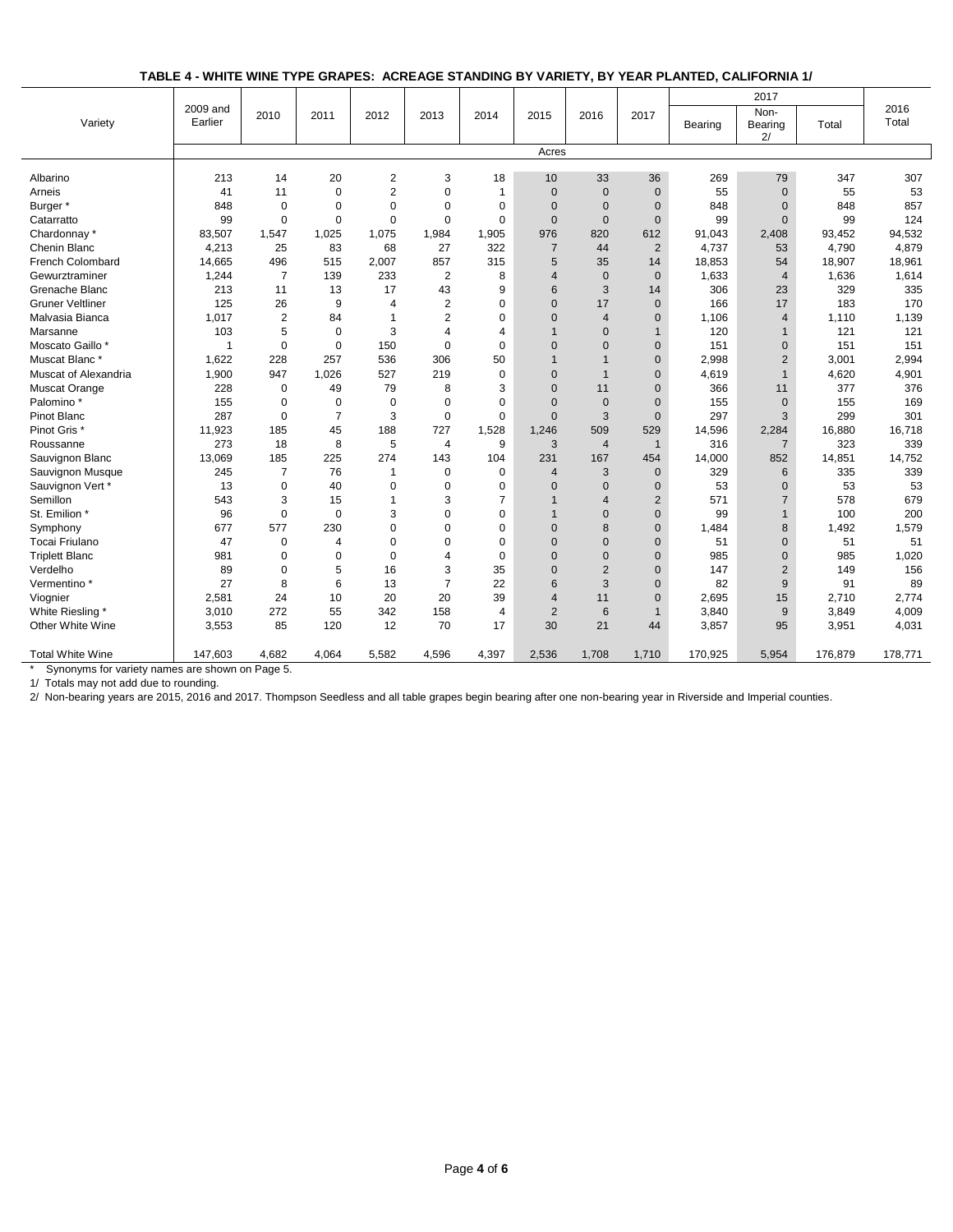**TABLE 4 - WHITE WINE TYPE GRAPES: ACREAGE STANDING BY VARIETY, BY YEAR PLANTED, CALIFORNIA 1/**

| Variety | 2009 and Earlier | 2010 | 2011 | 2012 | 2013 | 2014 | 2015 | 2016 | 2017 | 2017 Bearing | 2017 Non-Bearing 2/ | 2017 Total | 2016 Total |
|---|---|---|---|---|---|---|---|---|---|---|---|---|---|
| | Acres | | | | | | | | | | | | |
| Albarino | 213 | 14 | 20 | 2 | 3 | 18 | 10 | 33 | 36 | 269 | 79 | 347 | 307 |
| Arneis | 41 | 11 | 0 | 2 | 0 | 1 | 0 | 0 | 0 | 55 | 0 | 55 | 53 |
| Burger * | 848 | 0 | 0 | 0 | 0 | 0 | 0 | 0 | 0 | 848 | 0 | 848 | 857 |
| Catarratto | 99 | 0 | 0 | 0 | 0 | 0 | 0 | 0 | 0 | 99 | 0 | 99 | 124 |
| Chardonnay * | 83,507 | 1,547 | 1,025 | 1,075 | 1,984 | 1,905 | 976 | 820 | 612 | 91,043 | 2,408 | 93,452 | 94,532 |
| Chenin Blanc | 4,213 | 25 | 83 | 68 | 27 | 322 | 7 | 44 | 2 | 4,737 | 53 | 4,790 | 4,879 |
| French Colombard | 14,665 | 496 | 515 | 2,007 | 857 | 315 | 5 | 35 | 14 | 18,853 | 54 | 18,907 | 18,961 |
| Gewurztraminer | 1,244 | 7 | 139 | 233 | 2 | 8 | 4 | 0 | 0 | 1,633 | 4 | 1,636 | 1,614 |
| Grenache Blanc | 213 | 11 | 13 | 17 | 43 | 9 | 6 | 3 | 14 | 306 | 23 | 329 | 335 |
| Gruner Veltliner | 125 | 26 | 9 | 4 | 2 | 0 | 0 | 17 | 0 | 166 | 17 | 183 | 170 |
| Malvasia Bianca | 1,017 | 2 | 84 | 1 | 2 | 0 | 0 | 4 | 0 | 1,106 | 4 | 1,110 | 1,139 |
| Marsanne | 103 | 5 | 0 | 3 | 4 | 4 | 1 | 0 | 1 | 120 | 1 | 121 | 121 |
| Moscato Gaillo * | 1 | 0 | 0 | 150 | 0 | 0 | 0 | 0 | 0 | 151 | 0 | 151 | 151 |
| Muscat Blanc * | 1,622 | 228 | 257 | 536 | 306 | 50 | 1 | 1 | 0 | 2,998 | 2 | 3,001 | 2,994 |
| Muscat of Alexandria | 1,900 | 947 | 1,026 | 527 | 219 | 0 | 0 | 1 | 0 | 4,619 | 1 | 4,620 | 4,901 |
| Muscat Orange | 228 | 0 | 49 | 79 | 8 | 3 | 0 | 11 | 0 | 366 | 11 | 377 | 376 |
| Palomino * | 155 | 0 | 0 | 0 | 0 | 0 | 0 | 0 | 0 | 155 | 0 | 155 | 169 |
| Pinot Blanc | 287 | 0 | 7 | 3 | 0 | 0 | 0 | 3 | 0 | 297 | 3 | 299 | 301 |
| Pinot Gris * | 11,923 | 185 | 45 | 188 | 727 | 1,528 | 1,246 | 509 | 529 | 14,596 | 2,284 | 16,880 | 16,718 |
| Roussanne | 273 | 18 | 8 | 5 | 4 | 9 | 3 | 4 | 1 | 316 | 7 | 323 | 339 |
| Sauvignon Blanc | 13,069 | 185 | 225 | 274 | 143 | 104 | 231 | 167 | 454 | 14,000 | 852 | 14,851 | 14,752 |
| Sauvignon Musque | 245 | 7 | 76 | 1 | 0 | 0 | 4 | 3 | 0 | 329 | 6 | 335 | 339 |
| Sauvignon Vert * | 13 | 0 | 40 | 0 | 0 | 0 | 0 | 0 | 0 | 53 | 0 | 53 | 53 |
| Semillon | 543 | 3 | 15 | 1 | 3 | 7 | 1 | 4 | 2 | 571 | 7 | 578 | 679 |
| St. Emilion * | 96 | 0 | 0 | 3 | 0 | 0 | 1 | 0 | 0 | 99 | 1 | 100 | 200 |
| Symphony | 677 | 577 | 230 | 0 | 0 | 0 | 0 | 8 | 0 | 1,484 | 8 | 1,492 | 1,579 |
| Tocai Friulano | 47 | 0 | 4 | 0 | 0 | 0 | 0 | 0 | 0 | 51 | 0 | 51 | 51 |
| Triplett Blanc | 981 | 0 | 0 | 0 | 4 | 0 | 0 | 0 | 0 | 985 | 0 | 985 | 1,020 |
| Verdelho | 89 | 0 | 5 | 16 | 3 | 35 | 0 | 2 | 0 | 147 | 2 | 149 | 156 |
| Vermentino * | 27 | 8 | 6 | 13 | 7 | 22 | 6 | 3 | 0 | 82 | 9 | 91 | 89 |
| Viognier | 2,581 | 24 | 10 | 20 | 20 | 39 | 4 | 11 | 0 | 2,695 | 15 | 2,710 | 2,774 |
| White Riesling * | 3,010 | 272 | 55 | 342 | 158 | 4 | 2 | 6 | 1 | 3,840 | 9 | 3,849 | 4,009 |
| Other White Wine | 3,553 | 85 | 120 | 12 | 70 | 17 | 30 | 21 | 44 | 3,857 | 95 | 3,951 | 4,031 |
| Total White Wine | 147,603 | 4,682 | 4,064 | 5,582 | 4,596 | 4,397 | 2,536 | 1,708 | 1,710 | 170,925 | 5,954 | 176,879 | 178,771 |

\* Synonyms for variety names are shown on Page 5.

1/ Totals may not add due to rounding.

2/ Non-bearing years are 2015, 2016 and 2017. Thompson Seedless and all table grapes begin bearing after one non-bearing year in Riverside and Imperial counties.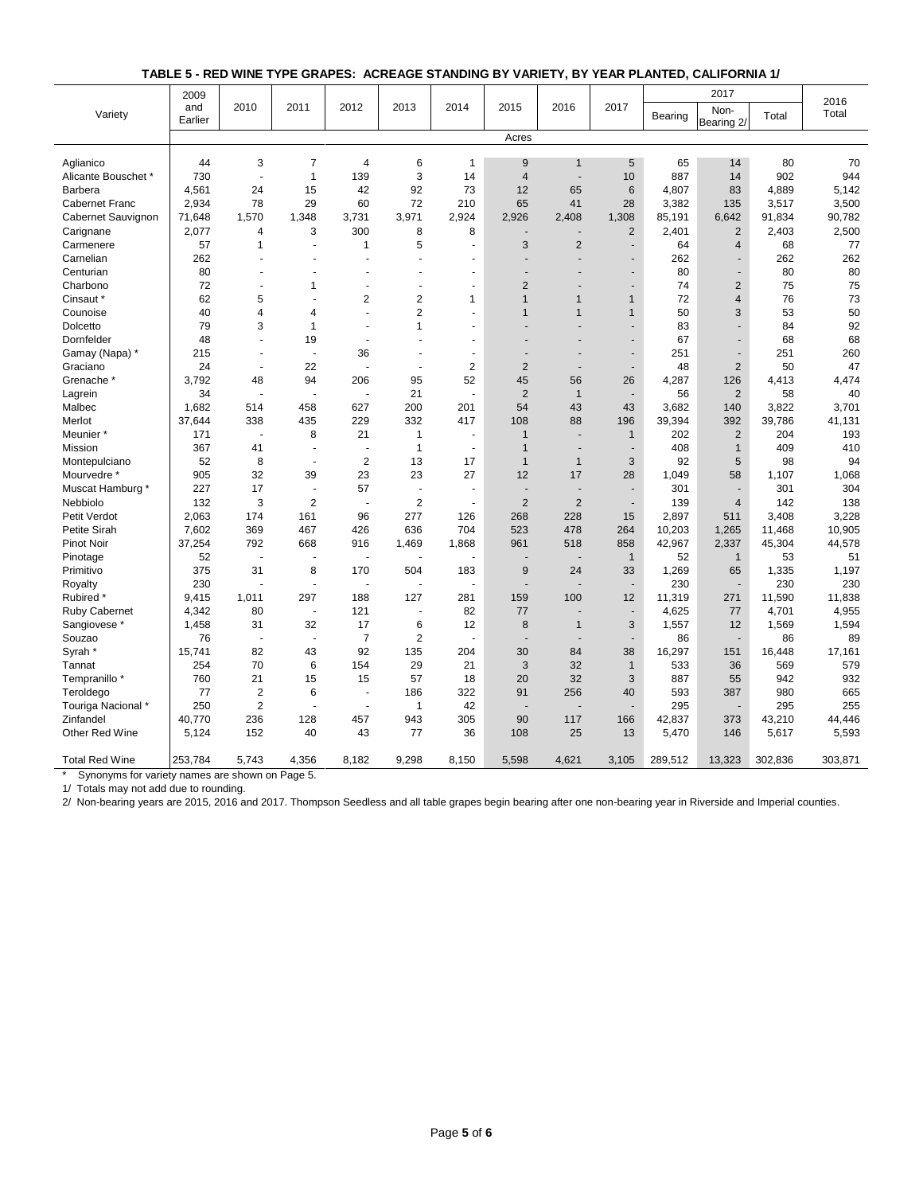**TABLE 5 - RED WINE TYPE GRAPES: ACREAGE STANDING BY VARIETY, BY YEAR PLANTED, CALIFORNIA 1/**

| Variety | 2009 and Earlier | 2010 | 2011 | 2012 | 2013 | 2014 | 2015 | 2016 | 2017 | 2017 | | | 2016 Total |
|---|---|---|---|---|---|---|---|---|---|---|---|---|---|
| | | | | | | | | | | Bearing | Non-Bearing 2/ | Total | |
| | Acres | | | | | | | | | | | | |
| Aglianico | 44 | 3 | 7 | 4 | 6 | 1 | 9 | 1 | 5 | 65 | 14 | 80 | 70 |
| Alicante Bouschet * | 730 | - | 1 | 139 | 3 | 14 | 4 | - | 10 | 887 | 14 | 902 | 944 |
| Barbera | 4,561 | 24 | 15 | 42 | 92 | 73 | 12 | 65 | 6 | 4,807 | 83 | 4,889 | 5,142 |
| Cabernet Franc | 2,934 | 78 | 29 | 60 | 72 | 210 | 65 | 41 | 28 | 3,382 | 135 | 3,517 | 3,500 |
| Cabernet Sauvignon | 71,648 | 1,570 | 1,348 | 3,731 | 3,971 | 2,924 | 2,926 | 2,408 | 1,308 | 85,191 | 6,642 | 91,834 | 90,782 |
| Carignane | 2,077 | 4 | 3 | 300 | 8 | 8 | - | - | 2 | 2,401 | 2 | 2,403 | 2,500 |
| Carmenere | 57 | 1 | - | 1 | 5 | - | 3 | 2 | - | 64 | 4 | 68 | 77 |
| Carnelian | 262 | - | - | - | - | - | - | - | - | 262 | - | 262 | 262 |
| Centurian | 80 | - | - | - | - | - | - | - | - | 80 | - | 80 | 80 |
| Charbono | 72 | - | 1 | - | - | - | 2 | - | - | 74 | 2 | 75 | 75 |
| Cinsaut * | 62 | 5 | - | 2 | 2 | 1 | 1 | 1 | 1 | 72 | 4 | 76 | 73 |
| Counoise | 40 | 4 | 4 | - | 2 | - | 1 | 1 | 1 | 50 | 3 | 53 | 50 |
| Dolcetto | 79 | 3 | 1 | - | 1 | - | - | - | - | 83 | - | 84 | 92 |
| Dornfelder | 48 | - | 19 | - | - | - | - | - | - | 67 | - | 68 | 68 |
| Gamay (Napa) * | 215 | - | - | 36 | - | - | - | - | - | 251 | - | 251 | 260 |
| Graciano | 24 | - | 22 | - | - | 2 | 2 | - | - | 48 | 2 | 50 | 47 |
| Grenache * | 3,792 | 48 | 94 | 206 | 95 | 52 | 45 | 56 | 26 | 4,287 | 126 | 4,413 | 4,474 |
| Lagrein | 34 | - | - | - | 21 | - | 2 | 1 | - | 56 | 2 | 58 | 40 |
| Malbec | 1,682 | 514 | 458 | 627 | 200 | 201 | 54 | 43 | 43 | 3,682 | 140 | 3,822 | 3,701 |
| Merlot | 37,644 | 338 | 435 | 229 | 332 | 417 | 108 | 88 | 196 | 39,394 | 392 | 39,786 | 41,131 |
| Meunier * | 171 | - | 8 | 21 | 1 | - | 1 | - | 1 | 202 | 2 | 204 | 193 |
| Mission | 367 | 41 | - | - | 1 | - | 1 | - | - | 408 | 1 | 409 | 410 |
| Montepulciano | 52 | 8 | - | 2 | 13 | 17 | 1 | 1 | 3 | 92 | 5 | 98 | 94 |
| Mourvedre * | 905 | 32 | 39 | 23 | 23 | 27 | 12 | 17 | 28 | 1,049 | 58 | 1,107 | 1,068 |
| Muscat Hamburg * | 227 | 17 | - | 57 | - | - | - | - | - | 301 | - | 301 | 304 |
| Nebbiolo | 132 | 3 | 2 | - | 2 | - | 2 | 2 | - | 139 | 4 | 142 | 138 |
| Petit Verdot | 2,063 | 174 | 161 | 96 | 277 | 126 | 268 | 228 | 15 | 2,897 | 511 | 3,408 | 3,228 |
| Petite Sirah | 7,602 | 369 | 467 | 426 | 636 | 704 | 523 | 478 | 264 | 10,203 | 1,265 | 11,468 | 10,905 |
| Pinot Noir | 37,254 | 792 | 668 | 916 | 1,469 | 1,868 | 961 | 518 | 858 | 42,967 | 2,337 | 45,304 | 44,578 |
| Pinotage | 52 | - | - | - | - | - | - | - | 1 | 52 | 1 | 53 | 51 |
| Primitivo | 375 | 31 | 8 | 170 | 504 | 183 | 9 | 24 | 33 | 1,269 | 65 | 1,335 | 1,197 |
| Royalty | 230 | - | - | - | - | - | - | - | - | 230 | - | 230 | 230 |
| Rubired * | 9,415 | 1,011 | 297 | 188 | 127 | 281 | 159 | 100 | 12 | 11,319 | 271 | 11,590 | 11,838 |
| Ruby Cabernet | 4,342 | 80 | - | 121 | - | 82 | 77 | - | - | 4,625 | 77 | 4,701 | 4,955 |
| Sangiovese * | 1,458 | 31 | 32 | 17 | 6 | 12 | 8 | 1 | 3 | 1,557 | 12 | 1,569 | 1,594 |
| Souzao | 76 | - | - | 7 | 2 | - | - | - | - | 86 | - | 86 | 89 |
| Syrah * | 15,741 | 82 | 43 | 92 | 135 | 204 | 30 | 84 | 38 | 16,297 | 151 | 16,448 | 17,161 |
| Tannat | 254 | 70 | 6 | 154 | 29 | 21 | 3 | 32 | 1 | 533 | 36 | 569 | 579 |
| Tempranillo * | 760 | 21 | 15 | 15 | 57 | 18 | 20 | 32 | 3 | 887 | 55 | 942 | 932 |
| Teroldego | 77 | 2 | 6 | - | 186 | 322 | 91 | 256 | 40 | 593 | 387 | 980 | 665 |
| Touriga Nacional * | 250 | 2 | - | - | 1 | 42 | - | - | - | 295 | - | 295 | 255 |
| Zinfandel | 40,770 | 236 | 128 | 457 | 943 | 305 | 90 | 117 | 166 | 42,837 | 373 | 43,210 | 44,446 |
| Other Red Wine | 5,124 | 152 | 40 | 43 | 77 | 36 | 108 | 25 | 13 | 5,470 | 146 | 5,617 | 5,593 |
| Total Red Wine | 253,784 | 5,743 | 4,356 | 8,182 | 9,298 | 8,150 | 5,598 | 4,621 | 3,105 | 289,512 | 13,323 | 302,836 | 303,871 |

\* Synonyms for variety names are shown on Page 5.

1/ Totals may not add due to rounding.

2/ Non-bearing years are 2015, 2016 and 2017. Thompson Seedless and all table grapes begin bearing after one non-bearing year in Riverside and Imperial counties.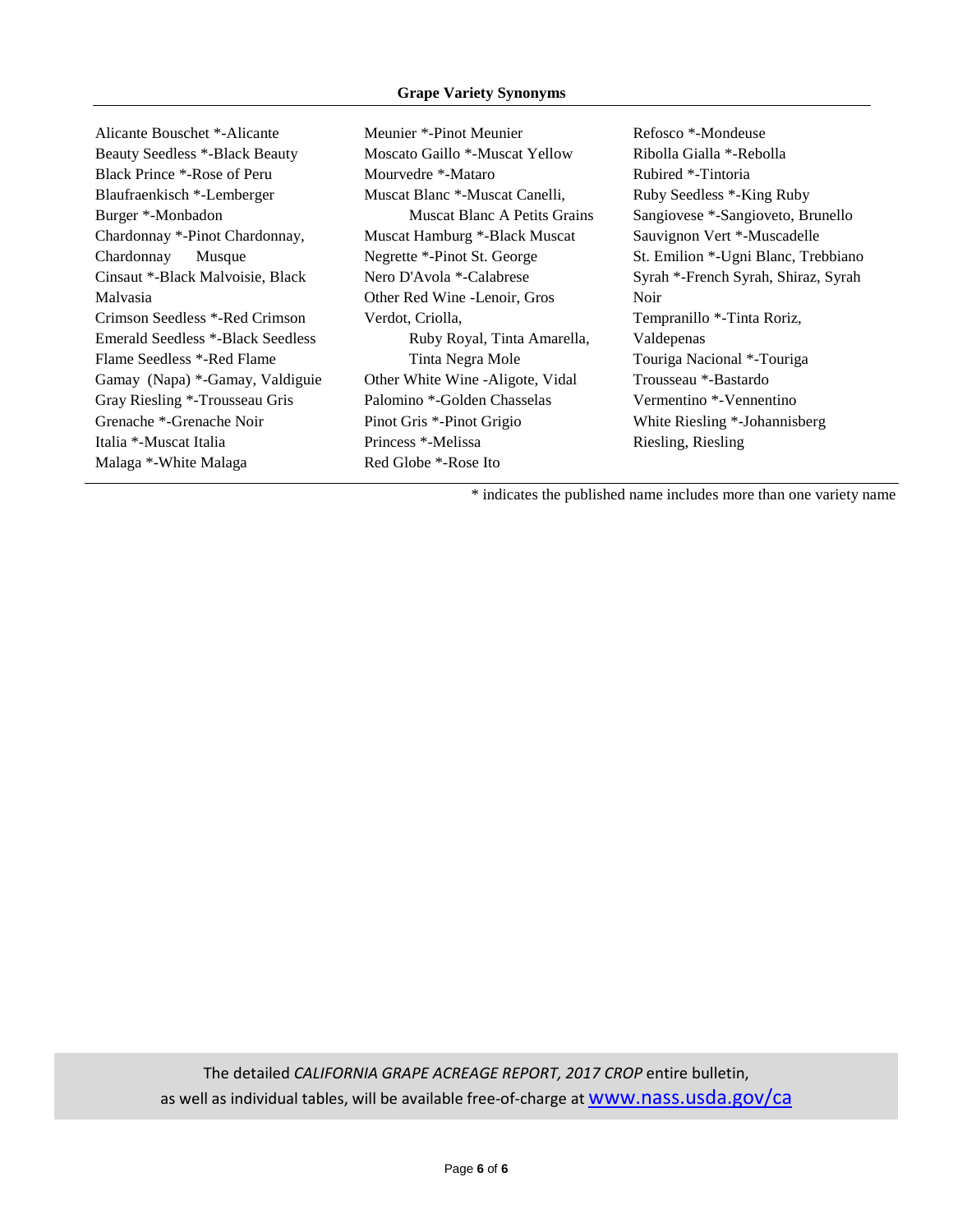## Grape Variety Synonyms

Alicante Bouschet *-Alicante
Beauty Seedless *-Black Beauty
Black Prince *-Rose of Peru
Blaufraenkisch *-Lemberger
Burger *-Monbadon
Chardonnay *-Pinot Chardonnay, Chardonnay Musque
Cinsaut *-Black Malvoisie, Black Malvasia
Crimson Seedless *-Red Crimson
Emerald Seedless *-Black Seedless
Flame Seedless *-Red Flame
Gamay (Napa) *-Gamay, Valdiguie
Gray Riesling *-Trousseau Gris
Grenache *-Grenache Noir
Italia *-Muscat Italia
Malaga *-White Malaga
Meunier *-Pinot Meunier
Moscato Gaillo *-Muscat Yellow
Mourvedre *-Mataro
Muscat Blanc *-Muscat Canelli, Muscat Blanc A Petits Grains
Muscat Hamburg *-Black Muscat
Negrette *-Pinot St. George
Nero D'Avola *-Calabrese
Other Red Wine -Lenoir, Gros Verdot, Criolla, Ruby Royal, Tinta Amarella, Tinta Negra Mole
Other White Wine -Aligote, Vidal
Palomino *-Golden Chasselas
Pinot Gris *-Pinot Grigio
Princess *-Melissa
Red Globe *-Rose Ito
Refosco *-Mondeuse
Ribolla Gialla *-Rebolla
Rubired *-Tintoria
Ruby Seedless *-King Ruby
Sangiovese *-Sangioveto, Brunello
Sauvignon Vert *-Muscadelle
St. Emilion *-Ugni Blanc, Trebbiano
Syrah *-French Syrah, Shiraz, Syrah Noir
Tempranillo *-Tinta Roriz, Valdepenas
Touriga Nacional *-Touriga
Trousseau *-Bastardo
Vermentino *-Vennentino
White Riesling *-Johannisberg Riesling, Riesling

* indicates the published name includes more than one variety name

The detailed *CALIFORNIA GRAPE ACREAGE REPORT, 2017 CROP* entire bulletin, as well as individual tables, will be available free-of-charge at www.nass.usda.gov/ca